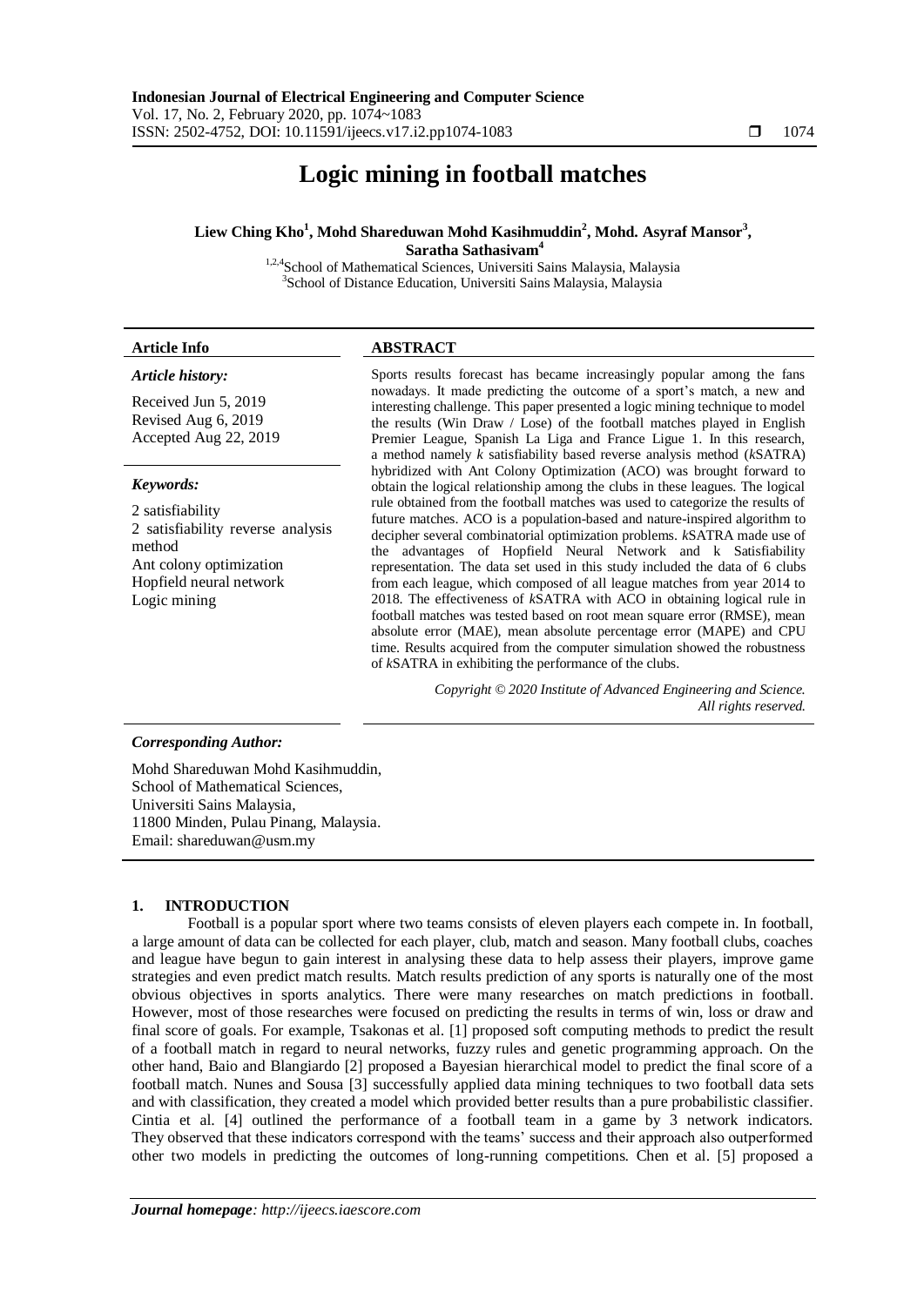# Logic mining in football matches

**Liew Ching Kho[1], Mohd Shareduwan Mohd Kasihmuddin[2], Mohd. Asyraf Mansor[3], Saratha Sathasivam[4]**

[1,2,4]School of Mathematical Sciences, Universiti Sains Malaysia, Malaysia
[3]School of Distance Education, Universiti Sains Malaysia, Malaysia

**Article Info**

*Article history:*

Received Jun 5, 2019
Revised Aug 6, 2019
Accepted Aug 22, 2019

*Keywords:*

2 satisfiability
2 satisfiability reverse analysis method
Ant colony optimization
Hopfield neural network
Logic mining

**ABSTRACT**

Sports results forecast has became increasingly popular among the fans nowadays. It made predicting the outcome of a sport's match, a new and interesting challenge. This paper presented a logic mining technique to model the results (Win Draw / Lose) of the football matches played in English Premier League, Spanish La Liga and France Ligue 1. In this research, a method namely *k* satisfiability based reverse analysis method (*k*SATRA) hybridized with Ant Colony Optimization (ACO) was brought forward to obtain the logical relationship among the clubs in these leagues. The logical rule obtained from the football matches was used to categorize the results of future matches. ACO is a population-based and nature-inspired algorithm to decipher several combinatorial optimization problems. *k*SATRA made use of the advantages of Hopfield Neural Network and k Satisfiability representation. The data set used in this study included the data of 6 clubs from each league, which composed of all league matches from year 2014 to 2018. The effectiveness of *k*SATRA with ACO in obtaining logical rule in football matches was tested based on root mean square error (RMSE), mean absolute error (MAE), mean absolute percentage error (MAPE) and CPU time. Results acquired from the computer simulation showed the robustness of *k*SATRA in exhibiting the performance of the clubs.

*Copyright © 2020 Institute of Advanced Engineering and Science. All rights reserved.*

***Corresponding Author:***

Mohd Shareduwan Mohd Kasihmuddin,
School of Mathematical Sciences,
Universiti Sains Malaysia,
11800 Minden, Pulau Pinang, Malaysia.
Email: shareduwan@usm.my

## 1. INTRODUCTION

Football is a popular sport where two teams consists of eleven players each compete in. In football, a large amount of data can be collected for each player, club, match and season. Many football clubs, coaches and league have begun to gain interest in analysing these data to help assess their players, improve game strategies and even predict match results. Match results prediction of any sports is naturally one of the most obvious objectives in sports analytics. There were many researches on match predictions in football. However, most of those researches were focused on predicting the results in terms of win, loss or draw and final score of goals. For example, Tsakonas et al. [1] proposed soft computing methods to predict the result of a football match in regard to neural networks, fuzzy rules and genetic programming approach. On the other hand, Baio and Blangiardo [2] proposed a Bayesian hierarchical model to predict the final score of a football match. Nunes and Sousa [3] successfully applied data mining techniques to two football data sets and with classification, they created a model which provided better results than a pure probabilistic classifier. Cintia et al. [4] outlined the performance of a football team in a game by 3 network indicators. They observed that these indicators correspond with the teams' success and their approach also outperformed other two models in predicting the outcomes of long-running competitions. Chen et al. [5] proposed a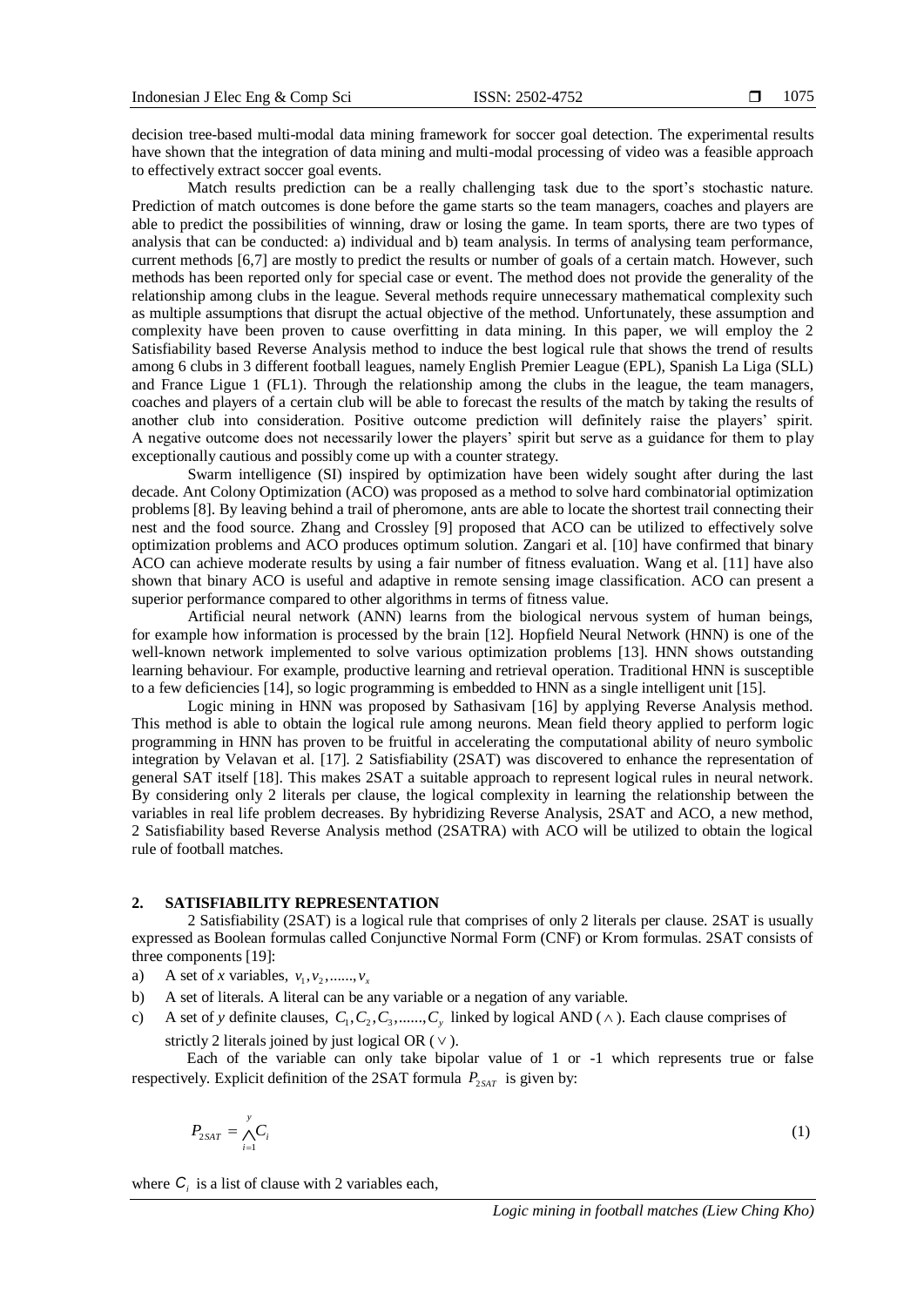decision tree-based multi-modal data mining framework for soccer goal detection. The experimental results have shown that the integration of data mining and multi-modal processing of video was a feasible approach to effectively extract soccer goal events.

Match results prediction can be a really challenging task due to the sport's stochastic nature. Prediction of match outcomes is done before the game starts so the team managers, coaches and players are able to predict the possibilities of winning, draw or losing the game. In team sports, there are two types of analysis that can be conducted: a) individual and b) team analysis. In terms of analysing team performance, current methods [6,7] are mostly to predict the results or number of goals of a certain match. However, such methods has been reported only for special case or event. The method does not provide the generality of the relationship among clubs in the league. Several methods require unnecessary mathematical complexity such as multiple assumptions that disrupt the actual objective of the method. Unfortunately, these assumption and complexity have been proven to cause overfitting in data mining. In this paper, we will employ the 2 Satisfiability based Reverse Analysis method to induce the best logical rule that shows the trend of results among 6 clubs in 3 different football leagues, namely English Premier League (EPL), Spanish La Liga (SLL) and France Ligue 1 (FL1). Through the relationship among the clubs in the league, the team managers, coaches and players of a certain club will be able to forecast the results of the match by taking the results of another club into consideration. Positive outcome prediction will definitely raise the players' spirit. A negative outcome does not necessarily lower the players' spirit but serve as a guidance for them to play exceptionally cautious and possibly come up with a counter strategy.

Swarm intelligence (SI) inspired by optimization have been widely sought after during the last decade. Ant Colony Optimization (ACO) was proposed as a method to solve hard combinatorial optimization problems [8]. By leaving behind a trail of pheromone, ants are able to locate the shortest trail connecting their nest and the food source. Zhang and Crossley [9] proposed that ACO can be utilized to effectively solve optimization problems and ACO produces optimum solution. Zangari et al. [10] have confirmed that binary ACO can achieve moderate results by using a fair number of fitness evaluation. Wang et al. [11] have also shown that binary ACO is useful and adaptive in remote sensing image classification. ACO can present a superior performance compared to other algorithms in terms of fitness value.

Artificial neural network (ANN) learns from the biological nervous system of human beings, for example how information is processed by the brain [12]. Hopfield Neural Network (HNN) is one of the well-known network implemented to solve various optimization problems [13]. HNN shows outstanding learning behaviour. For example, productive learning and retrieval operation. Traditional HNN is susceptible to a few deficiencies [14], so logic programming is embedded to HNN as a single intelligent unit [15].

Logic mining in HNN was proposed by Sathasivam [16] by applying Reverse Analysis method. This method is able to obtain the logical rule among neurons. Mean field theory applied to perform logic programming in HNN has proven to be fruitful in accelerating the computational ability of neuro symbolic integration by Velavan et al. [17]. 2 Satisfiability (2SAT) was discovered to enhance the representation of general SAT itself [18]. This makes 2SAT a suitable approach to represent logical rules in neural network. By considering only 2 literals per clause, the logical complexity in learning the relationship between the variables in real life problem decreases. By hybridizing Reverse Analysis, 2SAT and ACO, a new method, 2 Satisfiability based Reverse Analysis method (2SATRA) with ACO will be utilized to obtain the logical rule of football matches.

## 2. SATISFIABILITY REPRESENTATION

2 Satisfiability (2SAT) is a logical rule that comprises of only 2 literals per clause. 2SAT is usually expressed as Boolean formulas called Conjunctive Normal Form (CNF) or Krom formulas. 2SAT consists of three components [19]:

a) A set of $x$ variables, $v_1, v_2, ......, v_x$

b) A set of literals. A literal can be any variable or a negation of any variable.

c) A set of $y$ definite clauses, $C_1, C_2, C_3, ......, C_y$ linked by logical AND ($\wedge$). Each clause comprises of strictly 2 literals joined by just logical OR ($\vee$).

Each of the variable can only take bipolar value of 1 or -1 which represents true or false respectively. Explicit definition of the 2SAT formula $P_{2SAT}$ is given by:

$$P_{2SAT} = \bigwedge_{i=1}^{y} C_i \tag{1}$$

where $C_i$ is a list of clause with 2 variables each,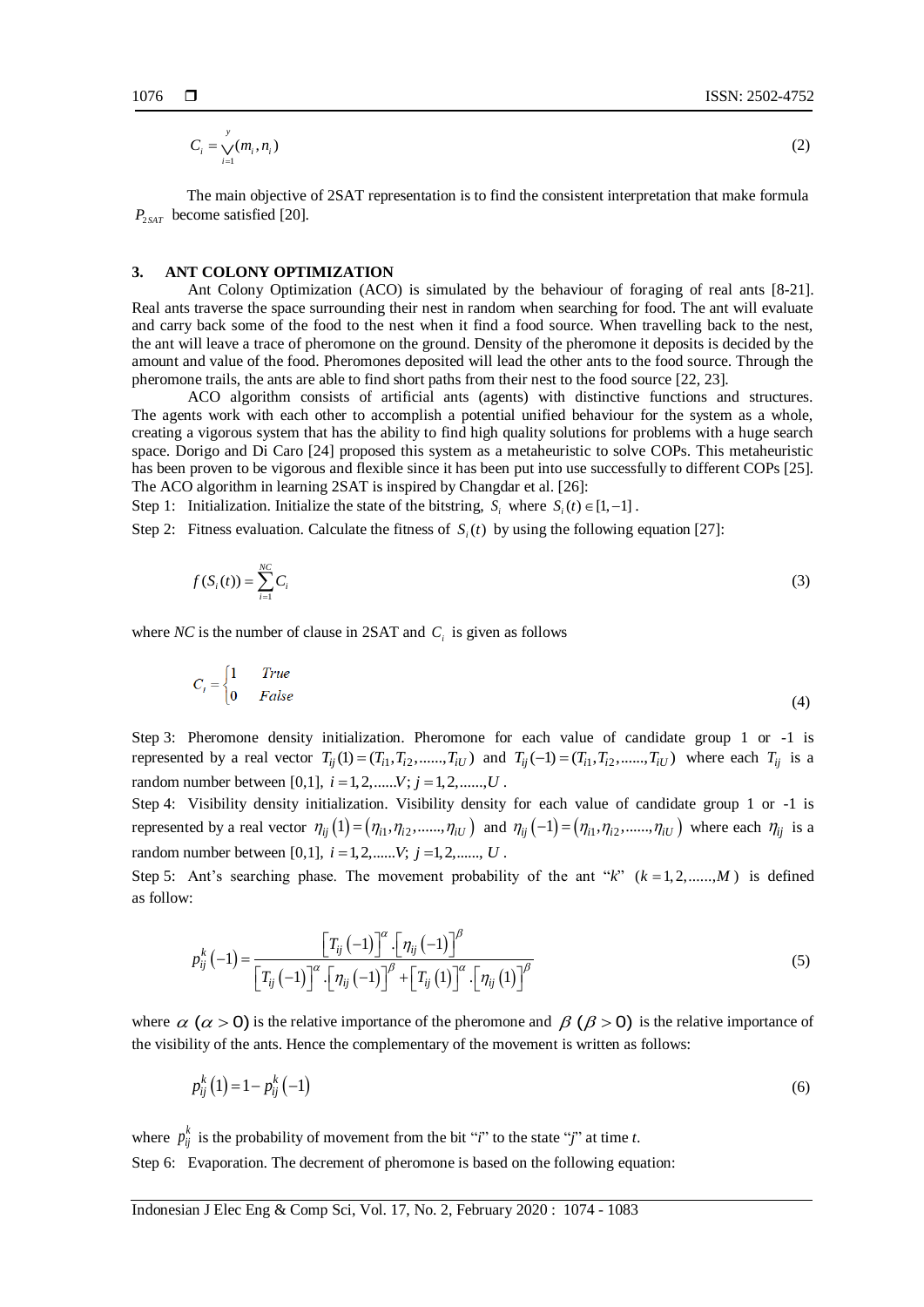$$C_i = \bigvee_{i=1}^{y} (m_i, n_i) \tag{2}$$

The main objective of 2SAT representation is to find the consistent interpretation that make formula $P_{2SAT}$ become satisfied [20].

## 3. ANT COLONY OPTIMIZATION

Ant Colony Optimization (ACO) is simulated by the behaviour of foraging of real ants [8-21]. Real ants traverse the space surrounding their nest in random when searching for food. The ant will evaluate and carry back some of the food to the nest when it find a food source. When travelling back to the nest, the ant will leave a trace of pheromone on the ground. Density of the pheromone it deposits is decided by the amount and value of the food. Pheromones deposited will lead the other ants to the food source. Through the pheromone trails, the ants are able to find short paths from their nest to the food source [22, 23].

ACO algorithm consists of artificial ants (agents) with distinctive functions and structures. The agents work with each other to accomplish a potential unified behaviour for the system as a whole, creating a vigorous system that has the ability to find high quality solutions for problems with a huge search space. Dorigo and Di Caro [24] proposed this system as a metaheuristic to solve COPs. This metaheuristic has been proven to be vigorous and flexible since it has been put into use successfully to different COPs [25]. The ACO algorithm in learning 2SAT is inspired by Changdar et al. [26]:

Step 1: Initialization. Initialize the state of the bitstring, $S_i$ where $S_i(t) \in [1, -1]$.

Step 2: Fitness evaluation. Calculate the fitness of $S_i(t)$ by using the following equation [27]:

$$f(S_i(t)) = \sum_{i=1}^{NC} C_i \tag{3}$$

where *NC* is the number of clause in 2SAT and $C_i$ is given as follows

$$C_i = \begin{cases} 1 & True \\ 0 & False \end{cases} \tag{4}$$

Step 3: Pheromone density initialization. Pheromone for each value of candidate group 1 or -1 is represented by a real vector $T_{ij}(1) = (T_{i1}, T_{i2}, ......, T_{iU})$ and $T_{ij}(-1) = (T_{i1}, T_{i2}, ......, T_{iU})$ where each $T_{ij}$ is a random number between [0,1], $i = 1, 2, ......V;\ j = 1, 2, ......, U$.

Step 4: Visibility density initialization. Visibility density for each value of candidate group 1 or -1 is represented by a real vector $\eta_{ij}(1) = (\eta_{i1}, \eta_{i2}, ......, \eta_{iU})$ and $\eta_{ij}(-1) = (\eta_{i1}, \eta_{i2}, ......, \eta_{iU})$ where each $\eta_{ij}$ is a random number between [0,1], $i = 1, 2, ......V;\ j = 1, 2, ......, U$.

Step 5: Ant's searching phase. The movement probability of the ant "*k*" $(k = 1, 2, ......, M)$ is defined as follow:

$$p_{ij}^{k}(-1) = \frac{\left[T_{ij}(-1)\right]^{\alpha} . \left[\eta_{ij}(-1)\right]^{\beta}}{\left[T_{ij}(-1)\right]^{\alpha} . \left[\eta_{ij}(-1)\right]^{\beta} + \left[T_{ij}(1)\right]^{\alpha} . \left[\eta_{ij}(1)\right]^{\beta}} \tag{5}$$

where $\alpha$ $(\alpha > 0)$ is the relative importance of the pheromone and $\beta$ $(\beta > 0)$ is the relative importance of the visibility of the ants. Hence the complementary of the movement is written as follows:

$$p_{ij}^{k}(1) = 1 - p_{ij}^{k}(-1) \tag{6}$$

where $p_{ij}^{k}$ is the probability of movement from the bit "*i*" to the state "*j*" at time *t*.

Step 6: Evaporation. The decrement of pheromone is based on the following equation: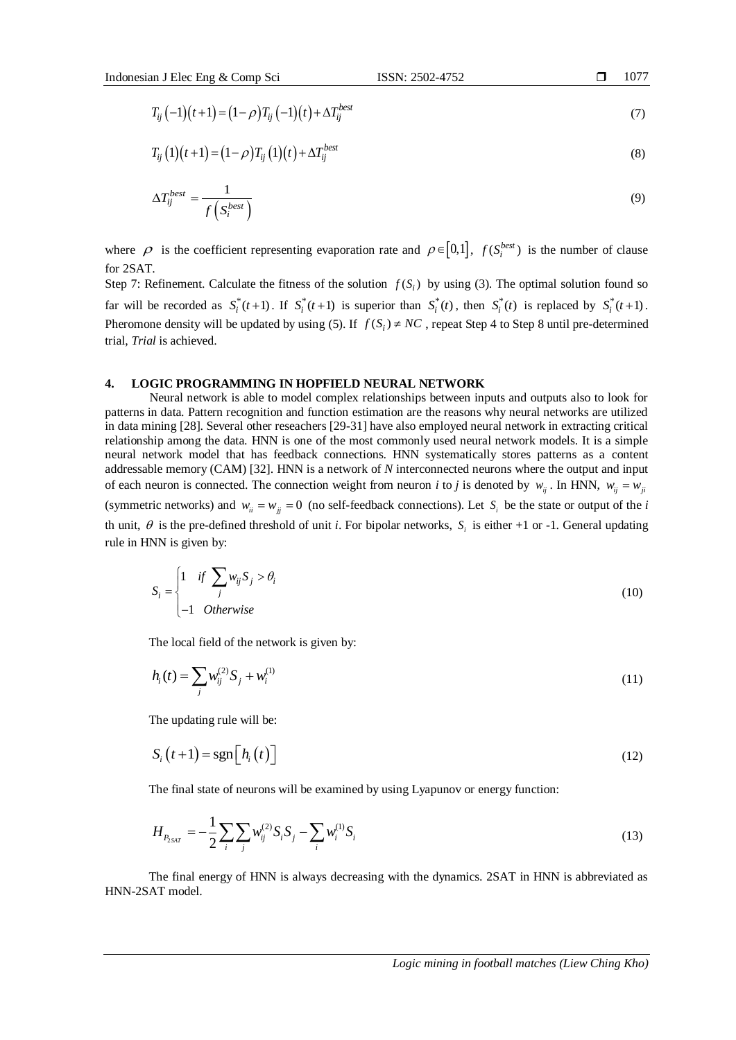$$T_{ij}(-1)(t+1) = (1-\rho)T_{ij}(-1)(t) + \Delta T_{ij}^{best} \tag{7}$$

$$T_{ij}(1)(t+1) = (1-\rho)T_{ij}(1)(t) + \Delta T_{ij}^{best} \tag{8}$$

$$\Delta T_{ij}^{best} = \frac{1}{f\left(S_i^{best}\right)} \tag{9}$$

where $\rho$ is the coefficient representing evaporation rate and $\rho \in [0,1]$, $f(S_i^{best})$ is the number of clause for 2SAT.

Step 7: Refinement. Calculate the fitness of the solution $f(S_i)$ by using (3). The optimal solution found so far will be recorded as $S_i^*(t+1)$. If $S_i^*(t+1)$ is superior than $S_i^*(t)$, then $S_i^*(t)$ is replaced by $S_i^*(t+1)$. Pheromone density will be updated by using (5). If $f(S_i) \neq NC$, repeat Step 4 to Step 8 until pre-determined trial, *Trial* is achieved.

## 4. LOGIC PROGRAMMING IN HOPFIELD NEURAL NETWORK

Neural network is able to model complex relationships between inputs and outputs also to look for patterns in data. Pattern recognition and function estimation are the reasons why neural networks are utilized in data mining [28]. Several other reseachers [29-31] have also employed neural network in extracting critical relationship among the data. HNN is one of the most commonly used neural network models. It is a simple neural network model that has feedback connections. HNN systematically stores patterns as a content addressable memory (CAM) [32]. HNN is a network of *N* interconnected neurons where the output and input of each neuron is connected. The connection weight from neuron *i* to *j* is denoted by $w_{ij}$. In HNN, $w_{ij} = w_{ji}$ (symmetric networks) and $w_{ii} = w_{jj} = 0$ (no self-feedback connections). Let $S_i$ be the state or output of the *i* th unit, $\theta$ is the pre-defined threshold of unit *i*. For bipolar networks, $S_i$ is either +1 or -1. General updating rule in HNN is given by:

$$S_i = \begin{cases} 1 & if \ \sum_j w_{ij} S_j > \theta_i \\ -1 & Otherwise \end{cases} \tag{10}$$

The local field of the network is given by:

$$h_i(t) = \sum_j w_{ij}^{(2)} S_j + w_i^{(1)} \tag{11}$$

The updating rule will be:

$$S_i(t+1) = \text{sgn}\left[h_i(t)\right] \tag{12}$$

The final state of neurons will be examined by using Lyapunov or energy function:

$$H_{P_{2SAT}} = -\frac{1}{2}\sum_i \sum_j w_{ij}^{(2)} S_i S_j - \sum_i w_i^{(1)} S_i \tag{13}$$

The final energy of HNN is always decreasing with the dynamics. 2SAT in HNN is abbreviated as HNN-2SAT model.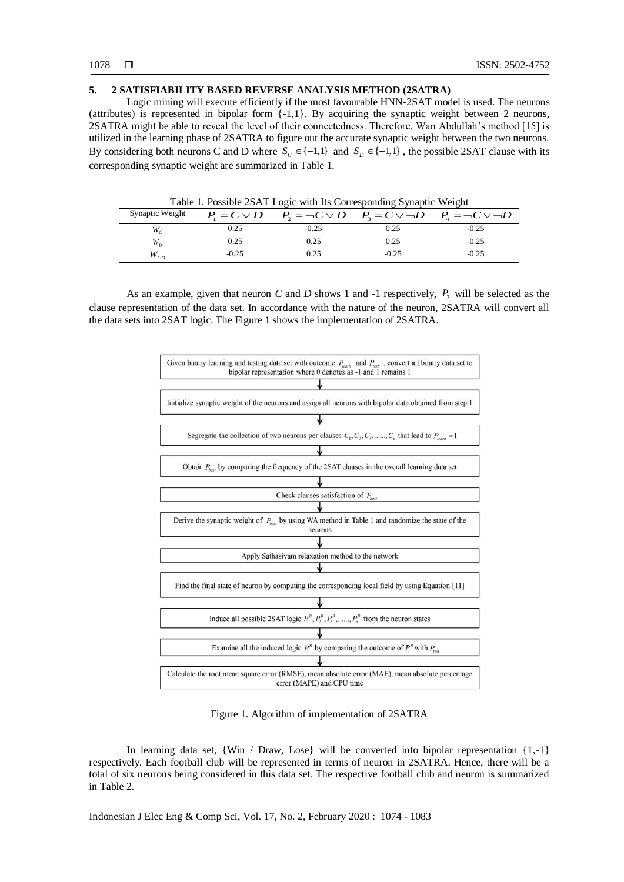## 5. 2 SATISFIABILITY BASED REVERSE ANALYSIS METHOD (2SATRA)

Logic mining will execute efficiently if the most favourable HNN-2SAT model is used. The neurons (attributes) is represented in bipolar form {-1,1}. By acquiring the synaptic weight between 2 neurons, 2SATRA might be able to reveal the level of their connectedness. Therefore, Wan Abdullah's method [15] is utilized in the learning phase of 2SATRA to figure out the accurate synaptic weight between the two neurons. By considering both neurons C and D where $S_C \in \{-1,1\}$ and $S_D \in \{-1,1\}$, the possible 2SAT clause with its corresponding synaptic weight are summarized in Table 1.

Table 1. Possible 2SAT Logic with Its Corresponding Synaptic Weight

| Synaptic Weight | $P_1 = C \vee D$ | $P_2 = \neg C \vee D$ | $P_3 = C \vee \neg D$ | $P_4 = \neg C \vee \neg D$ |
|---|---|---|---|---|
| $W_C$ | 0.25 | -0.25 | 0.25 | -0.25 |
| $W_D$ | 0.25 | 0.25 | 0.25 | -0.25 |
| $W_{CD}$ | -0.25 | 0.25 | -0.25 | -0.25 |

As an example, given that neuron *C* and *D* shows 1 and -1 respectively, $P_3$ will be selected as the clause representation of the data set. In accordance with the nature of the neuron, 2SATRA will convert all the data sets into 2SAT logic. The Figure 1 shows the implementation of 2SATRA.

1. Given binary learning and testing data set with outcome $P_{learn}$ and $P_{test}$, convert all binary data set to bipolar representation where 0 denotes as -1 and 1 remains 1
2. Initialize synaptic weight of the neurons and assign all neurons with bipolar data obtained from step 1
3. Segregate the collection of two neurons per clauses $C_1, C_2, C_3, \ldots\ldots, C_n$ that lead to $P_{learn} = 1$
4. Obtain $P_{best}$ by comparing the frequency of the 2SAT clauses in the overall learning data set
5. Check clauses satisfaction of $P_{best}$
6. Derive the synaptic weight of $P_{best}$ by using WA method in Table 1 and randomize the state of the neurons
7. Apply Sathasivam relaxation method to the network
8. Find the final state of neuron by computing the corresponding local field by using Equation [11]
9. Induce all possible 2SAT logic $P_1^B, P_2^B, P_3^B, \ldots\ldots, P_n^B$ from the neuron states
10. Examine all the induced logic $P_i^B$ by comparing the outcome of $P_i^B$ with $P_{test}$
11. Calculate the root mean square error (RMSE), mean absolute error (MAE), mean absolute percentage error (MAPE) and CPU time

Figure 1. Algorithm of implementation of 2SATRA

In learning data set, {Win / Draw, Lose} will be converted into bipolar representation {1,-1} respectively. Each football club will be represented in terms of neuron in 2SATRA. Hence, there will be a total of six neurons being considered in this data set. The respective football club and neuron is summarized in Table 2.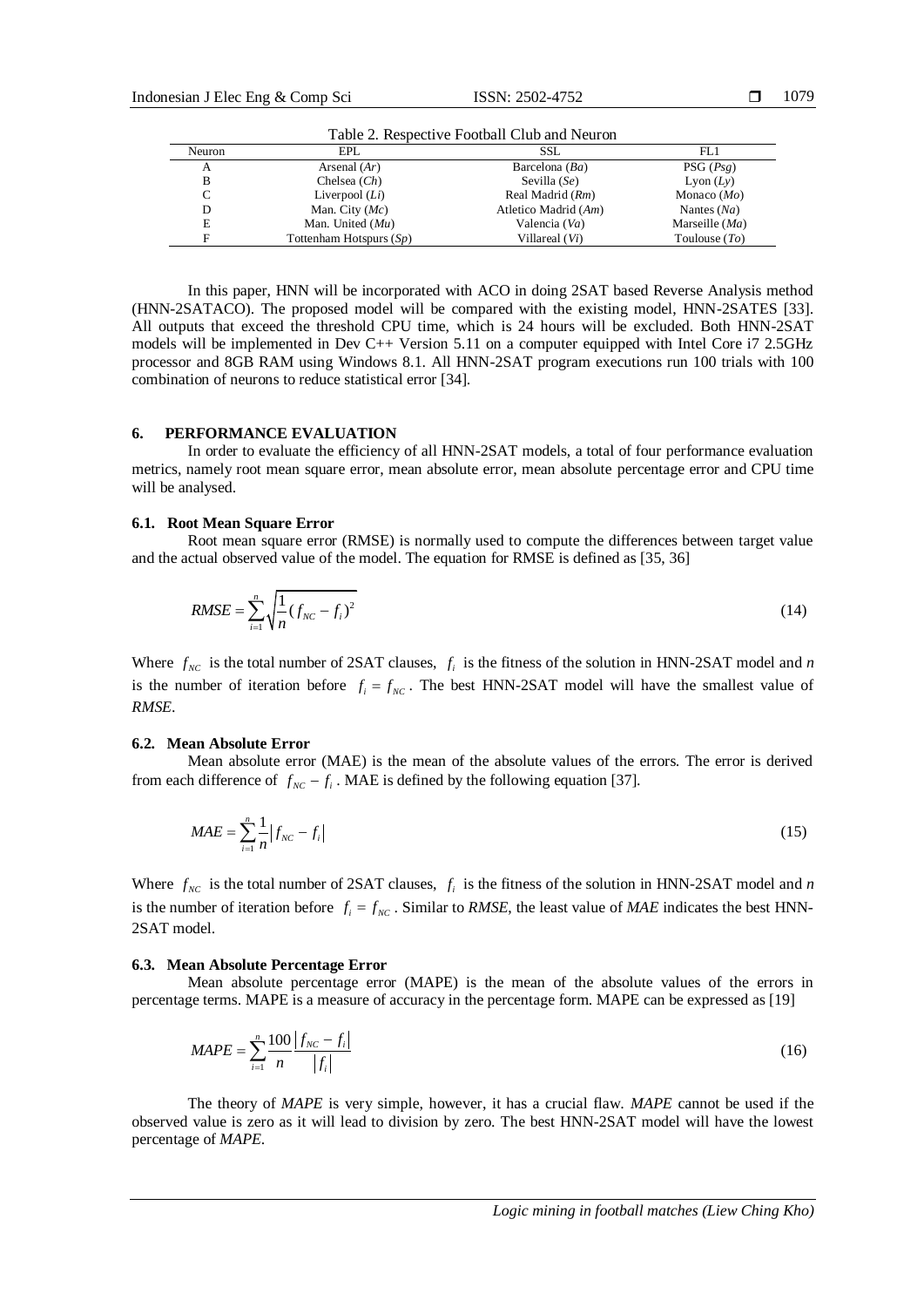Table 2. Respective Football Club and Neuron

| Neuron | EPL | SSL | FL1 |
|---|---|---|---|
| A | Arsenal (*Ar*) | Barcelona (*Ba*) | PSG (*Psg*) |
| B | Chelsea (*Ch*) | Sevilla (*Se*) | Lyon (*Ly*) |
| C | Liverpool (*Li*) | Real Madrid (*Rm*) | Monaco (*Mo*) |
| D | Man. City (*Mc*) | Atletico Madrid (*Am*) | Nantes (*Na*) |
| E | Man. United (*Mu*) | Valencia (*Va*) | Marseille (*Ma*) |
| F | Tottenham Hotspurs (*Sp*) | Villareal (*Vi*) | Toulouse (*To*) |

In this paper, HNN will be incorporated with ACO in doing 2SAT based Reverse Analysis method (HNN-2SATACO). The proposed model will be compared with the existing model, HNN-2SATES [33]. All outputs that exceed the threshold CPU time, which is 24 hours will be excluded. Both HNN-2SAT models will be implemented in Dev C++ Version 5.11 on a computer equipped with Intel Core i7 2.5GHz processor and 8GB RAM using Windows 8.1. All HNN-2SAT program executions run 100 trials with 100 combination of neurons to reduce statistical error [34].

## 6. PERFORMANCE EVALUATION

In order to evaluate the efficiency of all HNN-2SAT models, a total of four performance evaluation metrics, namely root mean square error, mean absolute error, mean absolute percentage error and CPU time will be analysed.

### 6.1. Root Mean Square Error

Root mean square error (RMSE) is normally used to compute the differences between target value and the actual observed value of the model. The equation for RMSE is defined as [35, 36]

$$RMSE = \sum_{i=1}^{n} \sqrt{\frac{1}{n}(f_{NC} - f_i)^2} \tag{14}$$

Where $f_{NC}$ is the total number of 2SAT clauses, $f_i$ is the fitness of the solution in HNN-2SAT model and $n$ is the number of iteration before $f_i = f_{NC}$. The best HNN-2SAT model will have the smallest value of *RMSE*.

### 6.2. Mean Absolute Error

Mean absolute error (MAE) is the mean of the absolute values of the errors. The error is derived from each difference of $f_{NC} - f_i$. MAE is defined by the following equation [37].

$$MAE = \sum_{i=1}^{n} \frac{1}{n} \left| f_{NC} - f_i \right| \tag{15}$$

Where $f_{NC}$ is the total number of 2SAT clauses, $f_i$ is the fitness of the solution in HNN-2SAT model and $n$ is the number of iteration before $f_i = f_{NC}$. Similar to *RMSE*, the least value of *MAE* indicates the best HNN-2SAT model.

### 6.3. Mean Absolute Percentage Error

Mean absolute percentage error (MAPE) is the mean of the absolute values of the errors in percentage terms. MAPE is a measure of accuracy in the percentage form. MAPE can be expressed as [19]

$$MAPE = \sum_{i=1}^{n} \frac{100}{n} \frac{\left| f_{NC} - f_i \right|}{\left| f_i \right|} \tag{16}$$

The theory of *MAPE* is very simple, however, it has a crucial flaw. *MAPE* cannot be used if the observed value is zero as it will lead to division by zero. The best HNN-2SAT model will have the lowest percentage of *MAPE*.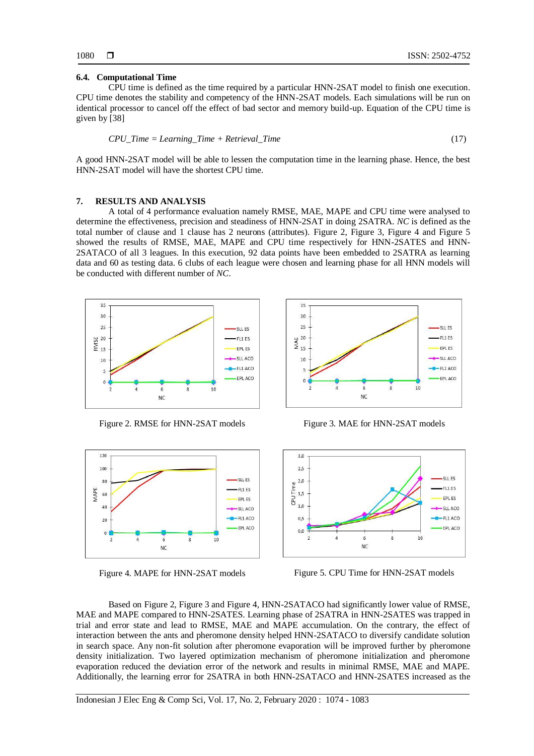### 6.4. Computational Time

CPU time is defined as the time required by a particular HNN-2SAT model to finish one execution. CPU time denotes the stability and competency of the HNN-2SAT models. Each simulations will be run on identical processor to cancel off the effect of bad sector and memory build-up. Equation of the CPU time is given by [38]

$$CPU\_Time = Learning\_Time + Retrieval\_Time \tag{17}$$

A good HNN-2SAT model will be able to lessen the computation time in the learning phase. Hence, the best HNN-2SAT model will have the shortest CPU time.

## 7. RESULTS AND ANALYSIS

A total of 4 performance evaluation namely RMSE, MAE, MAPE and CPU time were analysed to determine the effectiveness, precision and steadiness of HNN-2SAT in doing 2SATRA. *NC* is defined as the total number of clause and 1 clause has 2 neurons (attributes). Figure 2, Figure 3, Figure 4 and Figure 5 showed the results of RMSE, MAE, MAPE and CPU time respectively for HNN-2SATES and HNN-2SATACO of all 3 leagues. In this execution, 92 data points have been embedded to 2SATRA as learning data and 60 as testing data. 6 clubs of each league were chosen and learning phase for all HNN models will be conducted with different number of *NC*.

Figure 2. RMSE for HNN-2SAT models

Figure 3. MAE for HNN-2SAT models

Figure 4. MAPE for HNN-2SAT models

Figure 5. CPU Time for HNN-2SAT models

Based on Figure 2, Figure 3 and Figure 4, HNN-2SATACO had significantly lower value of RMSE, MAE and MAPE compared to HNN-2SATES. Learning phase of 2SATRA in HNN-2SATES was trapped in trial and error state and lead to RMSE, MAE and MAPE accumulation. On the contrary, the effect of interaction between the ants and pheromone density helped HNN-2SATACO to diversify candidate solution in search space. Any non-fit solution after pheromone evaporation will be improved further by pheromone density initialization. Two layered optimization mechanism of pheromone initialization and pheromone evaporation reduced the deviation error of the network and results in minimal RMSE, MAE and MAPE. Additionally, the learning error for 2SATRA in both HNN-2SATACO and HNN-2SATES increased as the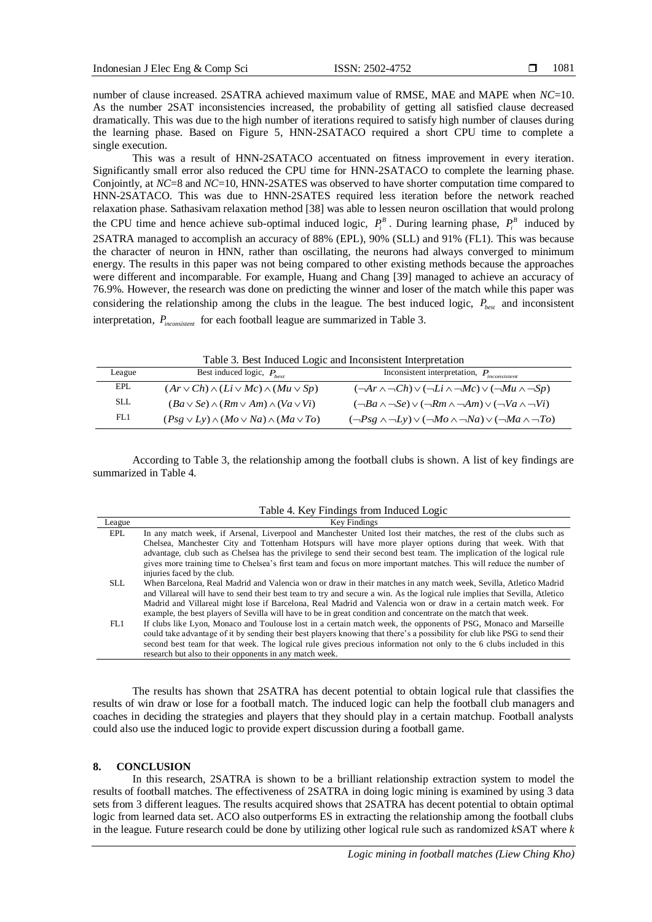number of clause increased. 2SATRA achieved maximum value of RMSE, MAE and MAPE when *NC*=10. As the number 2SAT inconsistencies increased, the probability of getting all satisfied clause decreased dramatically. This was due to the high number of iterations required to satisfy high number of clauses during the learning phase. Based on Figure 5, HNN-2SATACO required a short CPU time to complete a single execution.

This was a result of HNN-2SATACO accentuated on fitness improvement in every iteration. Significantly small error also reduced the CPU time for HNN-2SATACO to complete the learning phase. Conjointly, at *NC*=8 and *NC*=10, HNN-2SATES was observed to have shorter computation time compared to HNN-2SATACO. This was due to HNN-2SATES required less iteration before the network reached relaxation phase. Sathasivam relaxation method [38] was able to lessen neuron oscillation that would prolong the CPU time and hence achieve sub-optimal induced logic, $P_i^B$. During learning phase, $P_i^B$ induced by 2SATRA managed to accomplish an accuracy of 88% (EPL), 90% (SLL) and 91% (FL1). This was because the character of neuron in HNN, rather than oscillating, the neurons had always converged to minimum energy. The results in this paper was not being compared to other existing methods because the approaches were different and incomparable. For example, Huang and Chang [39] managed to achieve an accuracy of 76.9%. However, the research was done on predicting the winner and loser of the match while this paper was considering the relationship among the clubs in the league. The best induced logic, $P_{best}$ and inconsistent interpretation, $P_{inconsistent}$ for each football league are summarized in Table 3.

Table 3. Best Induced Logic and Inconsistent Interpretation

| League | Best induced logic, $P_{best}$ | Inconsistent interpretation, $P_{inconsistent}$ |
|---|---|---|
| EPL | $(Ar \vee Ch) \wedge (Li \vee Mc) \wedge (Mu \vee Sp)$ | $(\neg Ar \wedge \neg Ch) \vee (\neg Li \wedge \neg Mc) \vee (\neg Mu \wedge \neg Sp)$ |
| SLL | $(Ba \vee Se) \wedge (Rm \vee Am) \wedge (Va \vee Vi)$ | $(\neg Ba \wedge \neg Se) \vee (\neg Rm \wedge \neg Am) \vee (\neg Va \wedge \neg Vi)$ |
| FL1 | $(Psg \vee Ly) \wedge (Mo \vee Na) \wedge (Ma \vee To)$ | $(\neg Psg \wedge \neg Ly) \vee (\neg Mo \wedge \neg Na) \vee (\neg Ma \wedge \neg To)$ |

According to Table 3, the relationship among the football clubs is shown. A list of key findings are summarized in Table 4.

Table 4. Key Findings from Induced Logic

| League | Key Findings |
|---|---|
| EPL | In any match week, if Arsenal, Liverpool and Manchester United lost their matches, the rest of the clubs such as Chelsea, Manchester City and Tottenham Hotspurs will have more player options during that week. With that advantage, club such as Chelsea has the privilege to send their second best team. The implication of the logical rule gives more training time to Chelsea's first team and focus on more important matches. This will reduce the number of injuries faced by the club. |
| SLL | When Barcelona, Real Madrid and Valencia won or draw in their matches in any match week, Sevilla, Atletico Madrid and Villareal will have to send their best team to try and secure a win. As the logical rule implies that Sevilla, Atletico Madrid and Villareal might lose if Barcelona, Real Madrid and Valencia won or draw in a certain match week. For example, the best players of Sevilla will have to be in great condition and concentrate on the match that week. |
| FL1 | If clubs like Lyon, Monaco and Toulouse lost in a certain match week, the opponents of PSG, Monaco and Marseille could take advantage of it by sending their best players knowing that there's a possibility for club like PSG to send their second best team for that week. The logical rule gives precious information not only to the 6 clubs included in this research but also to their opponents in any match week. |

The results has shown that 2SATRA has decent potential to obtain logical rule that classifies the results of win draw or lose for a football match. The induced logic can help the football club managers and coaches in deciding the strategies and players that they should play in a certain matchup. Football analysts could also use the induced logic to provide expert discussion during a football game.

## 8. CONCLUSION

In this research, 2SATRA is shown to be a brilliant relationship extraction system to model the results of football matches. The effectiveness of 2SATRA in doing logic mining is examined by using 3 data sets from 3 different leagues. The results acquired shows that 2SATRA has decent potential to obtain optimal logic from learned data set. ACO also outperforms ES in extracting the relationship among the football clubs in the league. Future research could be done by utilizing other logical rule such as randomized *k*SAT where *k*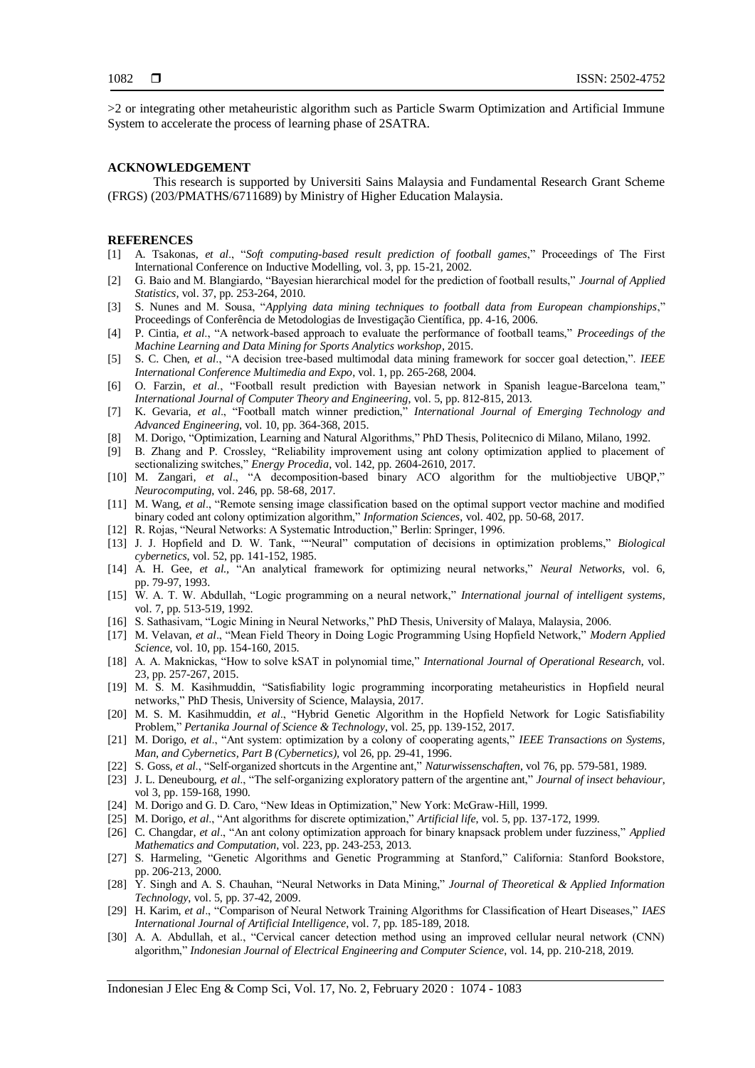>2 or integrating other metaheuristic algorithm such as Particle Swarm Optimization and Artificial Immune System to accelerate the process of learning phase of 2SATRA.

## ACKNOWLEDGEMENT

This research is supported by Universiti Sains Malaysia and Fundamental Research Grant Scheme (FRGS) (203/PMATHS/6711689) by Ministry of Higher Education Malaysia.

## REFERENCES

[1] A. Tsakonas, *et al*., "*Soft computing-based result prediction of football games*," Proceedings of The First International Conference on Inductive Modelling, vol. 3, pp. 15-21, 2002.
[2] G. Baio and M. Blangiardo, "Bayesian hierarchical model for the prediction of football results," *Journal of Applied Statistics*, vol. 37, pp. 253-264, 2010.
[3] S. Nunes and M. Sousa, "*Applying data mining techniques to football data from European championships*," Proceedings of Conferência de Metodologias de Investigação Científica, pp. 4-16, 2006.
[4] P. Cintia, *et al*., "A network-based approach to evaluate the performance of football teams," *Proceedings of the Machine Learning and Data Mining for Sports Analytics workshop*, 2015.
[5] S. C. Chen, *et al*., "A decision tree-based multimodal data mining framework for soccer goal detection,". *IEEE International Conference Multimedia and Expo*, vol. 1, pp. 265-268, 2004.
[6] O. Farzin, *et al.*, "Football result prediction with Bayesian network in Spanish league-Barcelona team," *International Journal of Computer Theory and Engineering*, vol. 5, pp. 812-815, 2013.
[7] K. Gevaria, *et al*., "Football match winner prediction," *International Journal of Emerging Technology and Advanced Engineering*, vol. 10, pp. 364-368, 2015.
[8] M. Dorigo, "Optimization, Learning and Natural Algorithms," PhD Thesis, Politecnico di Milano, Milano, 1992.
[9] B. Zhang and P. Crossley, "Reliability improvement using ant colony optimization applied to placement of sectionalizing switches," *Energy Procedia*, vol. 142, pp. 2604-2610, 2017.
[10] M. Zangari, *et al*., "A decomposition-based binary ACO algorithm for the multiobjective UBQP," *Neurocomputing*, vol. 246, pp. 58-68, 2017.
[11] M. Wang, *et al*., "Remote sensing image classification based on the optimal support vector machine and modified binary coded ant colony optimization algorithm," *Information Sciences*, vol. 402, pp. 50-68, 2017.
[12] R. Rojas, "Neural Networks: A Systematic Introduction," Berlin: Springer, 1996.
[13] J. J. Hopfield and D. W. Tank, ""Neural" computation of decisions in optimization problems," *Biological cybernetics*, vol. 52, pp. 141-152, 1985.
[14] A. H. Gee, *et al.*, "An analytical framework for optimizing neural networks," *Neural Networks*, vol. 6, pp. 79-97, 1993.
[15] W. A. T. W. Abdullah, "Logic programming on a neural network," *International journal of intelligent systems*, vol. 7, pp. 513-519, 1992.
[16] S. Sathasivam, "Logic Mining in Neural Networks," PhD Thesis, University of Malaya, Malaysia, 2006.
[17] M. Velavan, *et al*., "Mean Field Theory in Doing Logic Programming Using Hopfield Network," *Modern Applied Science*, vol. 10, pp. 154-160, 2015.
[18] A. A. Maknickas, "How to solve kSAT in polynomial time," *International Journal of Operational Research*, vol. 23, pp. 257-267, 2015.
[19] M. S. M. Kasihmuddin, "Satisfiability logic programming incorporating metaheuristics in Hopfield neural networks," PhD Thesis, University of Science, Malaysia, 2017.
[20] M. S. M. Kasihmuddin, *et al*., "Hybrid Genetic Algorithm in the Hopfield Network for Logic Satisfiability Problem," *Pertanika Journal of Science & Technology*, vol. 25, pp. 139-152, 2017.
[21] M. Dorigo, *et al*., "Ant system: optimization by a colony of cooperating agents," *IEEE Transactions on Systems, Man, and Cybernetics, Part B (Cybernetics)*, vol 26, pp. 29-41, 1996.
[22] S. Goss, *et al*., "Self-organized shortcuts in the Argentine ant," *Naturwissenschaften*, vol 76, pp. 579-581, 1989.
[23] J. L. Deneubourg, *et al*., "The self-organizing exploratory pattern of the argentine ant," *Journal of insect behaviour*, vol 3, pp. 159-168, 1990.
[24] M. Dorigo and G. D. Caro, "New Ideas in Optimization," New York: McGraw-Hill, 1999.
[25] M. Dorigo, *et al*., "Ant algorithms for discrete optimization," *Artificial life*, vol. 5, pp. 137-172, 1999.
[26] C. Changdar, *et al*., "An ant colony optimization approach for binary knapsack problem under fuzziness," *Applied Mathematics and Computation*, vol. 223, pp. 243-253, 2013.
[27] S. Harmeling, "Genetic Algorithms and Genetic Programming at Stanford," California: Stanford Bookstore, pp. 206-213, 2000.
[28] Y. Singh and A. S. Chauhan, "Neural Networks in Data Mining," *Journal of Theoretical & Applied Information Technology*, vol. 5, pp. 37-42, 2009.
[29] H. Karim, *et al*., "Comparison of Neural Network Training Algorithms for Classification of Heart Diseases," *IAES International Journal of Artificial Intelligence*, vol. 7, pp. 185-189, 2018.
[30] A. A. Abdullah, et al., "Cervical cancer detection method using an improved cellular neural network (CNN) algorithm," *Indonesian Journal of Electrical Engineering and Computer Science*, vol. 14, pp. 210-218, 2019.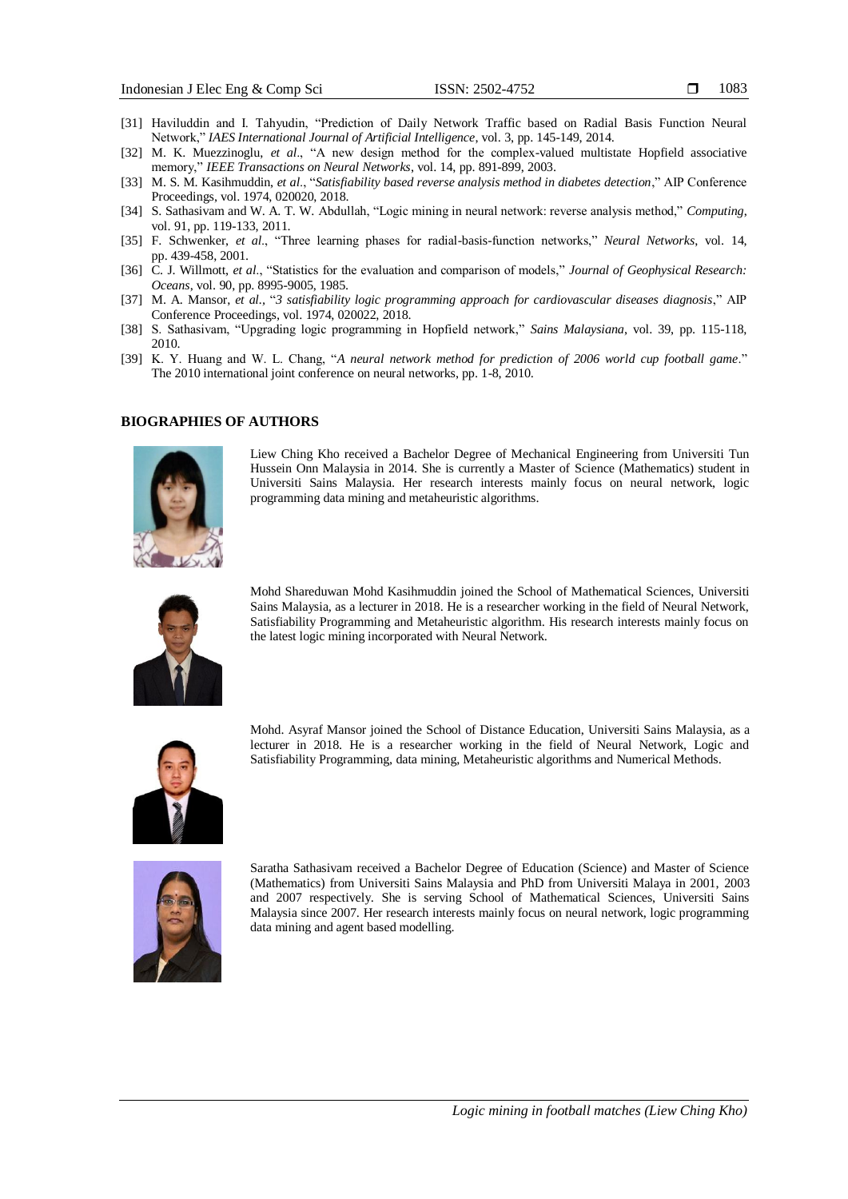[31] Haviluddin and I. Tahyudin, "Prediction of Daily Network Traffic based on Radial Basis Function Neural Network," *IAES International Journal of Artificial Intelligence*, vol. 3, pp. 145-149, 2014.

[32] M. K. Muezzinoglu, *et al*., "A new design method for the complex-valued multistate Hopfield associative memory," *IEEE Transactions on Neural Networks*, vol. 14, pp. 891-899, 2003.

[33] M. S. M. Kasihmuddin, *et al*., "*Satisfiability based reverse analysis method in diabetes detection*," AIP Conference Proceedings, vol. 1974, 020020, 2018.

[34] S. Sathasivam and W. A. T. W. Abdullah, "Logic mining in neural network: reverse analysis method," *Computing*, vol. 91, pp. 119-133, 2011.

[35] F. Schwenker, *et al*., "Three learning phases for radial-basis-function networks," *Neural Networks*, vol. 14, pp. 439-458, 2001.

[36] C. J. Willmott, *et al*., "Statistics for the evaluation and comparison of models," *Journal of Geophysical Research: Oceans*, vol. 90, pp. 8995-9005, 1985.

[37] M. A. Mansor, *et al.*, "*3 satisfiability logic programming approach for cardiovascular diseases diagnosis*," AIP Conference Proceedings, vol. 1974, 020022, 2018.

[38] S. Sathasivam, "Upgrading logic programming in Hopfield network," *Sains Malaysiana*, vol. 39, pp. 115-118, 2010.

[39] K. Y. Huang and W. L. Chang, "*A neural network method for prediction of 2006 world cup football game*." The 2010 international joint conference on neural networks, pp. 1-8, 2010.

## BIOGRAPHIES OF AUTHORS

Liew Ching Kho received a Bachelor Degree of Mechanical Engineering from Universiti Tun Hussein Onn Malaysia in 2014. She is currently a Master of Science (Mathematics) student in Universiti Sains Malaysia. Her research interests mainly focus on neural network, logic programming data mining and metaheuristic algorithms.

Mohd Shareduwan Mohd Kasihmuddin joined the School of Mathematical Sciences, Universiti Sains Malaysia, as a lecturer in 2018. He is a researcher working in the field of Neural Network, Satisfiability Programming and Metaheuristic algorithm. His research interests mainly focus on the latest logic mining incorporated with Neural Network.

Mohd. Asyraf Mansor joined the School of Distance Education, Universiti Sains Malaysia, as a lecturer in 2018. He is a researcher working in the field of Neural Network, Logic and Satisfiability Programming, data mining, Metaheuristic algorithms and Numerical Methods.

Saratha Sathasivam received a Bachelor Degree of Education (Science) and Master of Science (Mathematics) from Universiti Sains Malaysia and PhD from Universiti Malaya in 2001, 2003 and 2007 respectively. She is serving School of Mathematical Sciences, Universiti Sains Malaysia since 2007. Her research interests mainly focus on neural network, logic programming data mining and agent based modelling.